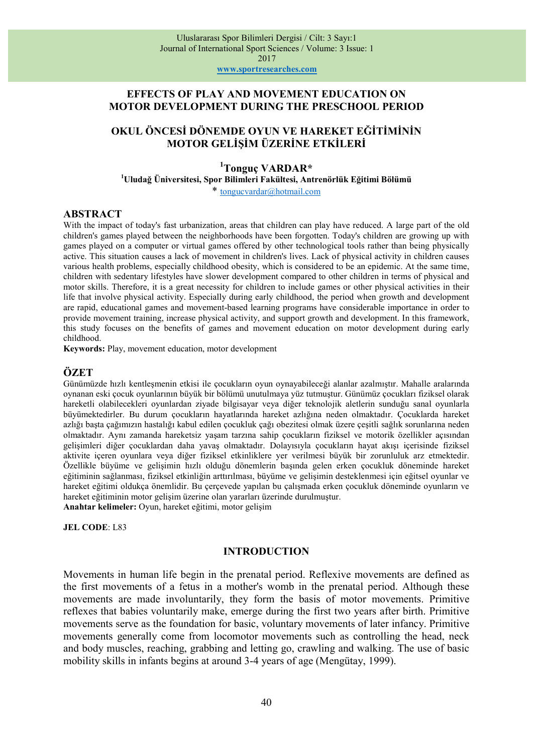# EFFECTS OF PLAY AND MOVEMENT EDUCATION ON MOTOR DEVELOPMENT DURING THE PRESCHOOL PERIOD

# OKUL ÖNCESİ DÖNEMDE OYUN VE HAREKET EĞİTİMİNİN MOTOR GELİŞİM ÜZERİNE ETKİLERİ

**[1]Tonguç VARDAR***

**[1]Uludağ Üniversitesi, Spor Bilimleri Fakültesi, Antrenörlük Eğitimi Bölümü**

* tongucvardar@hotmail.com

## ABSTRACT

With the impact of today's fast urbanization, areas that children can play have reduced. A large part of the old children's games played between the neighborhoods have been forgotten. Today's children are growing up with games played on a computer or virtual games offered by other technological tools rather than being physically active. This situation causes a lack of movement in children's lives. Lack of physical activity in children causes various health problems, especially childhood obesity, which is considered to be an epidemic. At the same time, children with sedentary lifestyles have slower development compared to other children in terms of physical and motor skills. Therefore, it is a great necessity for children to include games or other physical activities in their life that involve physical activity. Especially during early childhood, the period when growth and development are rapid, educational games and movement-based learning programs have considerable importance in order to provide movement training, increase physical activity, and support growth and development. In this framework, this study focuses on the benefits of games and movement education on motor development during early childhood.

**Keywords:** Play, movement education, motor development

## ÖZET

Günümüzde hızlı kentleşmenin etkisi ile çocukların oyun oynayabileceği alanlar azalmıştır. Mahalle aralarında oynanan eski çocuk oyunlarının büyük bir bölümü unutulmaya yüz tutmuştur. Günümüz çocukları fiziksel olarak hareketli olabilecekleri oyunlardan ziyade bilgisayar veya diğer teknolojik aletlerin sunduğu sanal oyunlarla büyümektedirler. Bu durum çocukların hayatlarında hareket azlığına neden olmaktadır. Çocuklarda hareket azlığı başta çağımızın hastalığı kabul edilen çocukluk çağı obezitesi olmak üzere çeşitli sağlık sorunlarına neden olmaktadır. Aynı zamanda hareketsiz yaşam tarzına sahip çocukların fiziksel ve motorik özellikler açısından gelişimleri diğer çocuklardan daha yavaş olmaktadır. Dolayısıyla çocukların hayat akışı içerisinde fiziksel aktivite içeren oyunlara veya diğer fiziksel etkinliklere yer verilmesi büyük bir zorunluluk arz etmektedir. Özellikle büyüme ve gelişimin hızlı olduğu dönemlerin başında gelen erken çocukluk döneminde hareket eğitiminin sağlanması, fiziksel etkinliğin arttırılması, büyüme ve gelişimin desteklenmesi için eğitsel oyunlar ve hareket eğitimi oldukça önemlidir. Bu çerçevede yapılan bu çalışmada erken çocukluk döneminde oyunların ve hareket eğitiminin motor gelişim üzerine olan yararları üzerinde durulmuştur.

**Anahtar kelimeler:** Oyun, hareket eğitimi, motor gelişim

**JEL CODE**: L83

## INTRODUCTION

Movements in human life begin in the prenatal period. Reflexive movements are defined as the first movements of a fetus in a mother's womb in the prenatal period. Although these movements are made involuntarily, they form the basis of motor movements. Primitive reflexes that babies voluntarily make, emerge during the first two years after birth. Primitive movements serve as the foundation for basic, voluntary movements of later infancy. Primitive movements generally come from locomotor movements such as controlling the head, neck and body muscles, reaching, grabbing and letting go, crawling and walking. The use of basic mobility skills in infants begins at around 3-4 years of age (Mengütay, 1999).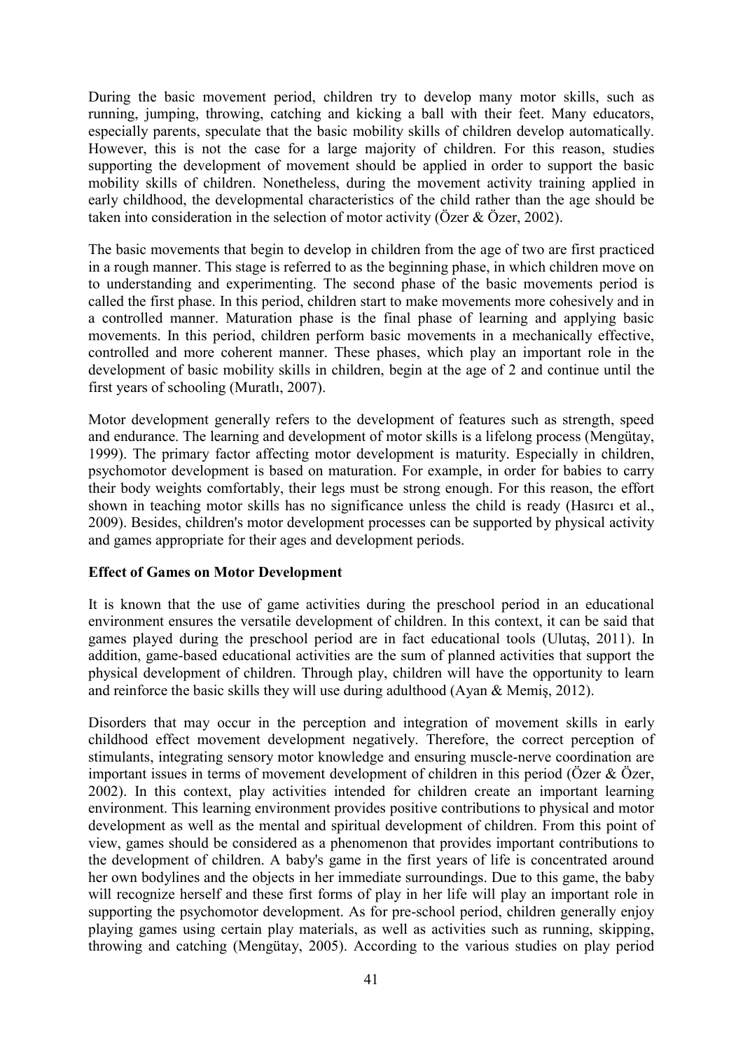During the basic movement period, children try to develop many motor skills, such as running, jumping, throwing, catching and kicking a ball with their feet. Many educators, especially parents, speculate that the basic mobility skills of children develop automatically. However, this is not the case for a large majority of children. For this reason, studies supporting the development of movement should be applied in order to support the basic mobility skills of children. Nonetheless, during the movement activity training applied in early childhood, the developmental characteristics of the child rather than the age should be taken into consideration in the selection of motor activity (Özer & Özer, 2002).

The basic movements that begin to develop in children from the age of two are first practiced in a rough manner. This stage is referred to as the beginning phase, in which children move on to understanding and experimenting. The second phase of the basic movements period is called the first phase. In this period, children start to make movements more cohesively and in a controlled manner. Maturation phase is the final phase of learning and applying basic movements. In this period, children perform basic movements in a mechanically effective, controlled and more coherent manner. These phases, which play an important role in the development of basic mobility skills in children, begin at the age of 2 and continue until the first years of schooling (Muratlı, 2007).

Motor development generally refers to the development of features such as strength, speed and endurance. The learning and development of motor skills is a lifelong process (Mengütay, 1999). The primary factor affecting motor development is maturity. Especially in children, psychomotor development is based on maturation. For example, in order for babies to carry their body weights comfortably, their legs must be strong enough. For this reason, the effort shown in teaching motor skills has no significance unless the child is ready (Hasırcı et al., 2009). Besides, children's motor development processes can be supported by physical activity and games appropriate for their ages and development periods.

**Effect of Games on Motor Development**

It is known that the use of game activities during the preschool period in an educational environment ensures the versatile development of children. In this context, it can be said that games played during the preschool period are in fact educational tools (Ulutaş, 2011). In addition, game-based educational activities are the sum of planned activities that support the physical development of children. Through play, children will have the opportunity to learn and reinforce the basic skills they will use during adulthood (Ayan & Memiş, 2012).

Disorders that may occur in the perception and integration of movement skills in early childhood effect movement development negatively. Therefore, the correct perception of stimulants, integrating sensory motor knowledge and ensuring muscle-nerve coordination are important issues in terms of movement development of children in this period (Özer & Özer, 2002). In this context, play activities intended for children create an important learning environment. This learning environment provides positive contributions to physical and motor development as well as the mental and spiritual development of children. From this point of view, games should be considered as a phenomenon that provides important contributions to the development of children. A baby's game in the first years of life is concentrated around her own bodylines and the objects in her immediate surroundings. Due to this game, the baby will recognize herself and these first forms of play in her life will play an important role in supporting the psychomotor development. As for pre-school period, children generally enjoy playing games using certain play materials, as well as activities such as running, skipping, throwing and catching (Mengütay, 2005). According to the various studies on play period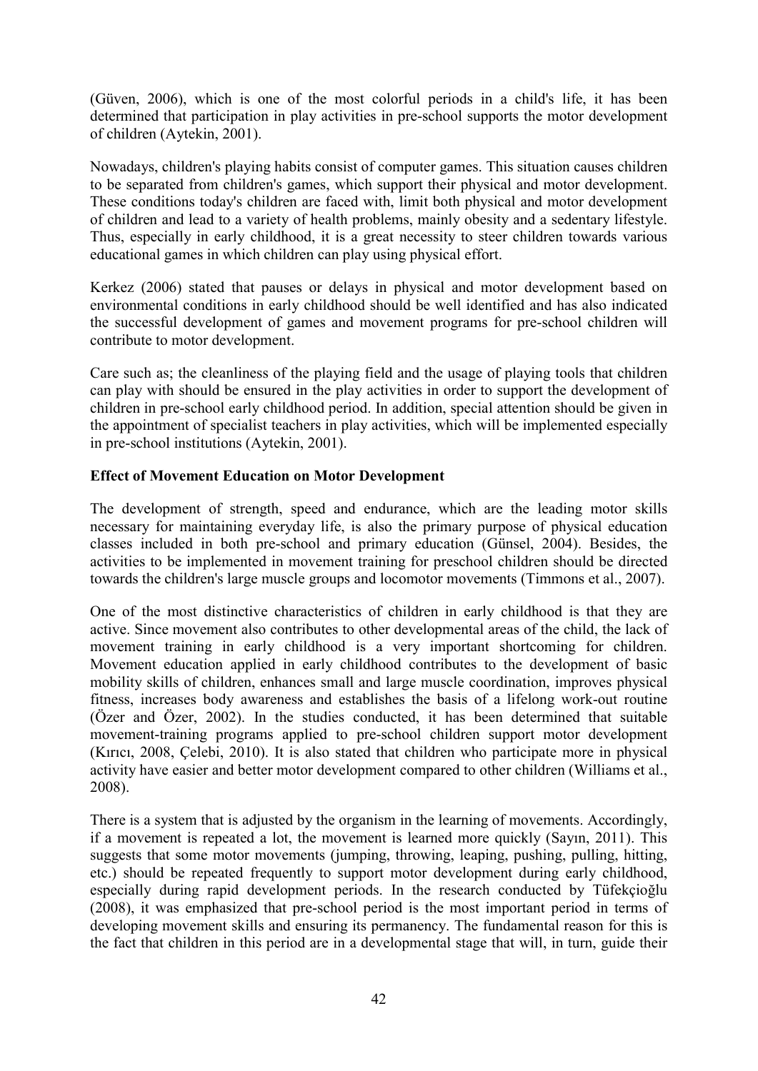(Güven, 2006), which is one of the most colorful periods in a child's life, it has been determined that participation in play activities in pre-school supports the motor development of children (Aytekin, 2001).

Nowadays, children's playing habits consist of computer games. This situation causes children to be separated from children's games, which support their physical and motor development. These conditions today's children are faced with, limit both physical and motor development of children and lead to a variety of health problems, mainly obesity and a sedentary lifestyle. Thus, especially in early childhood, it is a great necessity to steer children towards various educational games in which children can play using physical effort.

Kerkez (2006) stated that pauses or delays in physical and motor development based on environmental conditions in early childhood should be well identified and has also indicated the successful development of games and movement programs for pre-school children will contribute to motor development.

Care such as; the cleanliness of the playing field and the usage of playing tools that children can play with should be ensured in the play activities in order to support the development of children in pre-school early childhood period. In addition, special attention should be given in the appointment of specialist teachers in play activities, which will be implemented especially in pre-school institutions (Aytekin, 2001).

**Effect of Movement Education on Motor Development**

The development of strength, speed and endurance, which are the leading motor skills necessary for maintaining everyday life, is also the primary purpose of physical education classes included in both pre-school and primary education (Günsel, 2004). Besides, the activities to be implemented in movement training for preschool children should be directed towards the children's large muscle groups and locomotor movements (Timmons et al., 2007).

One of the most distinctive characteristics of children in early childhood is that they are active. Since movement also contributes to other developmental areas of the child, the lack of movement training in early childhood is a very important shortcoming for children. Movement education applied in early childhood contributes to the development of basic mobility skills of children, enhances small and large muscle coordination, improves physical fitness, increases body awareness and establishes the basis of a lifelong work-out routine (Özer and Özer, 2002). In the studies conducted, it has been determined that suitable movement-training programs applied to pre-school children support motor development (Kırıcı, 2008, Çelebi, 2010). It is also stated that children who participate more in physical activity have easier and better motor development compared to other children (Williams et al., 2008).

There is a system that is adjusted by the organism in the learning of movements. Accordingly, if a movement is repeated a lot, the movement is learned more quickly (Sayın, 2011). This suggests that some motor movements (jumping, throwing, leaping, pushing, pulling, hitting, etc.) should be repeated frequently to support motor development during early childhood, especially during rapid development periods. In the research conducted by Tüfekçioğlu (2008), it was emphasized that pre-school period is the most important period in terms of developing movement skills and ensuring its permanency. The fundamental reason for this is the fact that children in this period are in a developmental stage that will, in turn, guide their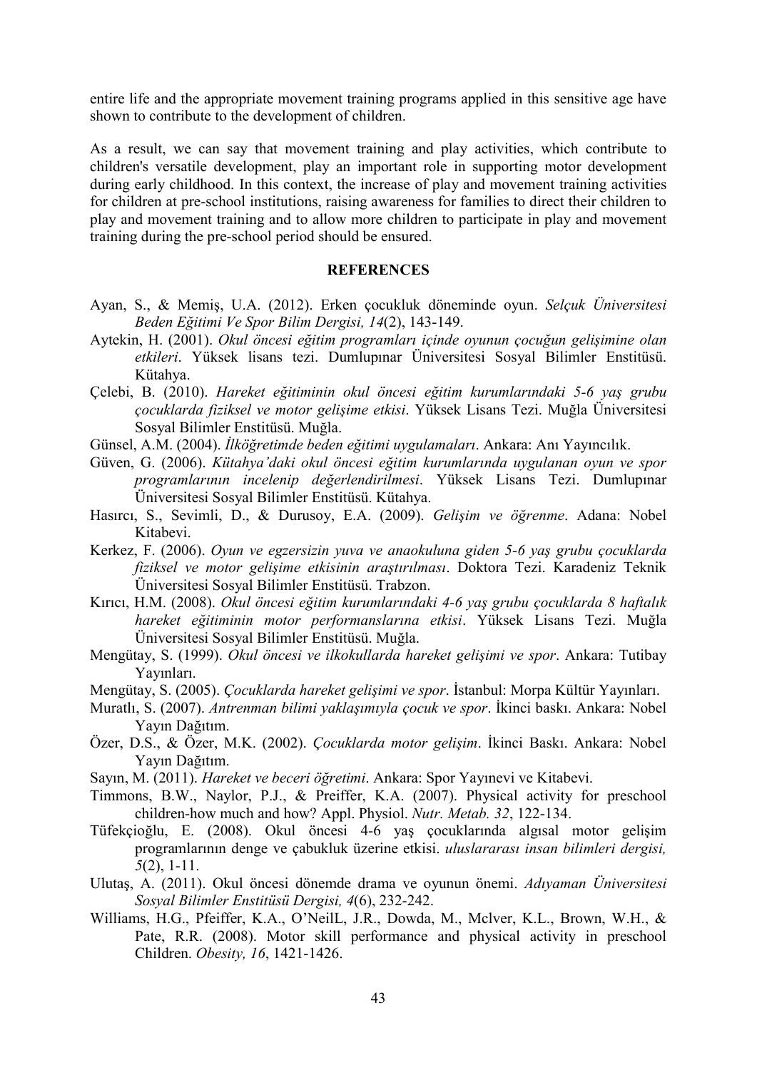entire life and the appropriate movement training programs applied in this sensitive age have shown to contribute to the development of children.

As a result, we can say that movement training and play activities, which contribute to children's versatile development, play an important role in supporting motor development during early childhood. In this context, the increase of play and movement training activities for children at pre-school institutions, raising awareness for families to direct their children to play and movement training and to allow more children to participate in play and movement training during the pre-school period should be ensured.

## REFERENCES

Ayan, S., & Memiş, U.A. (2012). Erken çocukluk döneminde oyun. *Selçuk Üniversitesi Beden Eğitimi Ve Spor Bilim Dergisi, 14*(2), 143-149.

Aytekin, H. (2001). *Okul öncesi eğitim programları içinde oyunun çocuğun gelişimine olan etkileri*. Yüksek lisans tezi. Dumlupınar Üniversitesi Sosyal Bilimler Enstitüsü. Kütahya.

Çelebi, B. (2010). *Hareket eğitiminin okul öncesi eğitim kurumlarındaki 5-6 yaş grubu çocuklarda fiziksel ve motor gelişime etkisi*. Yüksek Lisans Tezi. Muğla Üniversitesi Sosyal Bilimler Enstitüsü. Muğla.

Günsel, A.M. (2004). *İlköğretimde beden eğitimi uygulamaları*. Ankara: Anı Yayıncılık.

Güven, G. (2006). *Kütahya'daki okul öncesi eğitim kurumlarında uygulanan oyun ve spor programlarının incelenip değerlendirilmesi*. Yüksek Lisans Tezi. Dumlupınar Üniversitesi Sosyal Bilimler Enstitüsü. Kütahya.

Hasırcı, S., Sevimli, D., & Durusoy, E.A. (2009). *Gelişim ve öğrenme*. Adana: Nobel Kitabevi.

Kerkez, F. (2006). *Oyun ve egzersizin yuva ve anaokuluna giden 5-6 yaş grubu çocuklarda fiziksel ve motor gelişime etkisinin araştırılması*. Doktora Tezi. Karadeniz Teknik Üniversitesi Sosyal Bilimler Enstitüsü. Trabzon.

Kırıcı, H.M. (2008). *Okul öncesi eğitim kurumlarındaki 4-6 yaş grubu çocuklarda 8 haftalık hareket eğitiminin motor performanslarına etkisi*. Yüksek Lisans Tezi. Muğla Üniversitesi Sosyal Bilimler Enstitüsü. Muğla.

Mengütay, S. (1999). *Okul öncesi ve ilkokullarda hareket gelişimi ve spor*. Ankara: Tutibay Yayınları.

Mengütay, S. (2005). *Çocuklarda hareket gelişimi ve spor*. İstanbul: Morpa Kültür Yayınları.

Muratlı, S. (2007). *Antrenman bilimi yaklaşımıyla çocuk ve spor*. İkinci baskı. Ankara: Nobel Yayın Dağıtım.

Özer, D.S., & Özer, M.K. (2002). *Çocuklarda motor gelişim*. İkinci Baskı. Ankara: Nobel Yayın Dağıtım.

Sayın, M. (2011). *Hareket ve beceri öğretimi*. Ankara: Spor Yayınevi ve Kitabevi.

Timmons, B.W., Naylor, P.J., & Preiffer, K.A. (2007). Physical activity for preschool children-how much and how? Appl. Physiol. *Nutr. Metab. 32*, 122-134.

Tüfekçioğlu, E. (2008). Okul öncesi 4-6 yaş çocuklarında algısal motor gelişim programlarının denge ve çabukluk üzerine etkisi. *uluslararası insan bilimleri dergisi, 5*(2), 1-11.

Ulutaş, A. (2011). Okul öncesi dönemde drama ve oyunun önemi. *Adıyaman Üniversitesi Sosyal Bilimler Enstitüsü Dergisi, 4*(6), 232-242.

Williams, H.G., Pfeiffer, K.A., O'NeilL, J.R., Dowda, M., Mclver, K.L., Brown, W.H., & Pate, R.R. (2008). Motor skill performance and physical activity in preschool Children. *Obesity, 16*, 1421-1426.